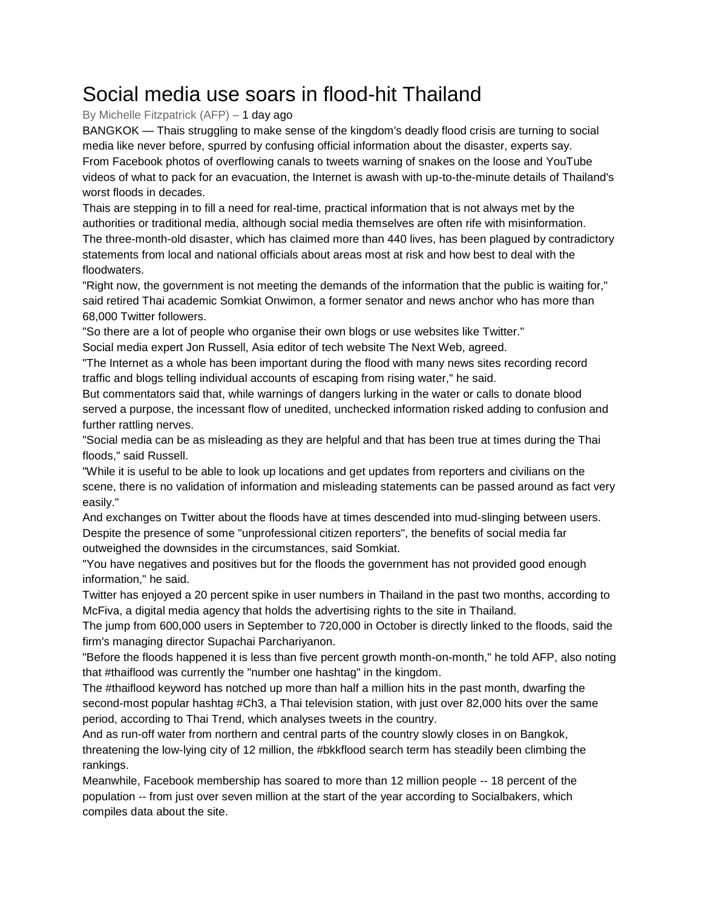# Social media use soars in flood-hit Thailand

By Michelle Fitzpatrick (AFP) – 1 day ago

BANGKOK — Thais struggling to make sense of the kingdom's deadly flood crisis are turning to social media like never before, spurred by confusing official information about the disaster, experts say.

From Facebook photos of overflowing canals to tweets warning of snakes on the loose and YouTube videos of what to pack for an evacuation, the Internet is awash with up-to-the-minute details of Thailand's worst floods in decades.

Thais are stepping in to fill a need for real-time, practical information that is not always met by the authorities or traditional media, although social media themselves are often rife with misinformation.

The three-month-old disaster, which has claimed more than 440 lives, has been plagued by contradictory statements from local and national officials about areas most at risk and how best to deal with the floodwaters.

"Right now, the government is not meeting the demands of the information that the public is waiting for," said retired Thai academic Somkiat Onwimon, a former senator and news anchor who has more than 68,000 Twitter followers.

"So there are a lot of people who organise their own blogs or use websites like Twitter."

Social media expert Jon Russell, Asia editor of tech website The Next Web, agreed.

"The Internet as a whole has been important during the flood with many news sites recording record traffic and blogs telling individual accounts of escaping from rising water," he said.

But commentators said that, while warnings of dangers lurking in the water or calls to donate blood served a purpose, the incessant flow of unedited, unchecked information risked adding to confusion and further rattling nerves.

"Social media can be as misleading as they are helpful and that has been true at times during the Thai floods," said Russell.

"While it is useful to be able to look up locations and get updates from reporters and civilians on the scene, there is no validation of information and misleading statements can be passed around as fact very easily."

And exchanges on Twitter about the floods have at times descended into mud-slinging between users.

Despite the presence of some "unprofessional citizen reporters", the benefits of social media far outweighed the downsides in the circumstances, said Somkiat.

"You have negatives and positives but for the floods the government has not provided good enough information," he said.

Twitter has enjoyed a 20 percent spike in user numbers in Thailand in the past two months, according to McFiva, a digital media agency that holds the advertising rights to the site in Thailand.

The jump from 600,000 users in September to 720,000 in October is directly linked to the floods, said the firm's managing director Supachai Parchariyanon.

"Before the floods happened it is less than five percent growth month-on-month," he told AFP, also noting that #thaiflood was currently the "number one hashtag" in the kingdom.

The #thaiflood keyword has notched up more than half a million hits in the past month, dwarfing the second-most popular hashtag #Ch3, a Thai television station, with just over 82,000 hits over the same period, according to Thai Trend, which analyses tweets in the country.

And as run-off water from northern and central parts of the country slowly closes in on Bangkok, threatening the low-lying city of 12 million, the #bkkflood search term has steadily been climbing the rankings.

Meanwhile, Facebook membership has soared to more than 12 million people -- 18 percent of the population -- from just over seven million at the start of the year according to Socialbakers, which compiles data about the site.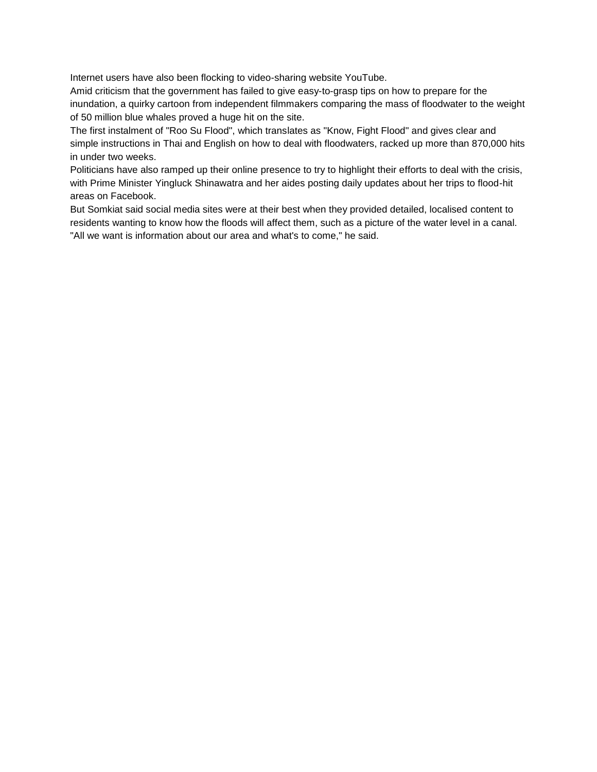Internet users have also been flocking to video-sharing website YouTube.

Amid criticism that the government has failed to give easy-to-grasp tips on how to prepare for the inundation, a quirky cartoon from independent filmmakers comparing the mass of floodwater to the weight of 50 million blue whales proved a huge hit on the site.

The first instalment of "Roo Su Flood", which translates as "Know, Fight Flood" and gives clear and simple instructions in Thai and English on how to deal with floodwaters, racked up more than 870,000 hits in under two weeks.

Politicians have also ramped up their online presence to try to highlight their efforts to deal with the crisis, with Prime Minister Yingluck Shinawatra and her aides posting daily updates about her trips to flood-hit areas on Facebook.

But Somkiat said social media sites were at their best when they provided detailed, localised content to residents wanting to know how the floods will affect them, such as a picture of the water level in a canal.

"All we want is information about our area and what's to come," he said.